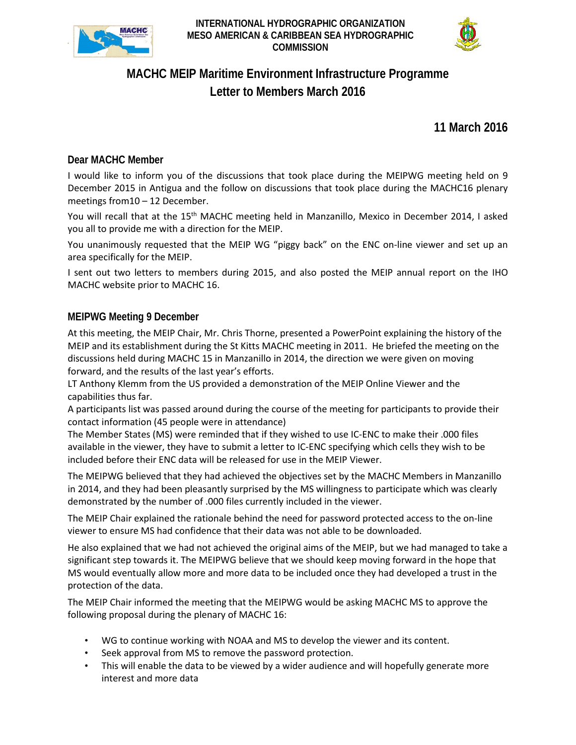INTERNATIONAL HYDROGRAPHIC ORGANIZATION
MESO AMERICAN & CARIBBEAN SEA HYDROGRAPHIC COMMISSION

# MACHC MEIP Maritime Environment Infrastructure Programme
# Letter to Members March 2016

**11 March 2016**

### Dear MACHC Member

I would like to inform you of the discussions that took place during the MEIPWG meeting held on 9 December 2015 in Antigua and the follow on discussions that took place during the MACHC16 plenary meetings from10 – 12 December.

You will recall that at the 15th MACHC meeting held in Manzanillo, Mexico in December 2014, I asked you all to provide me with a direction for the MEIP.

You unanimously requested that the MEIP WG "piggy back" on the ENC on-line viewer and set up an area specifically for the MEIP.

I sent out two letters to members during 2015, and also posted the MEIP annual report on the IHO MACHC website prior to MACHC 16.

### MEIPWG Meeting 9 December

At this meeting, the MEIP Chair, Mr. Chris Thorne, presented a PowerPoint explaining the history of the MEIP and its establishment during the St Kitts MACHC meeting in 2011. He briefed the meeting on the discussions held during MACHC 15 in Manzanillo in 2014, the direction we were given on moving forward, and the results of the last year's efforts.

LT Anthony Klemm from the US provided a demonstration of the MEIP Online Viewer and the capabilities thus far.

A participants list was passed around during the course of the meeting for participants to provide their contact information (45 people were in attendance)

The Member States (MS) were reminded that if they wished to use IC-ENC to make their .000 files available in the viewer, they have to submit a letter to IC-ENC specifying which cells they wish to be included before their ENC data will be released for use in the MEIP Viewer.

The MEIPWG believed that they had achieved the objectives set by the MACHC Members in Manzanillo in 2014, and they had been pleasantly surprised by the MS willingness to participate which was clearly demonstrated by the number of .000 files currently included in the viewer.

The MEIP Chair explained the rationale behind the need for password protected access to the on-line viewer to ensure MS had confidence that their data was not able to be downloaded.

He also explained that we had not achieved the original aims of the MEIP, but we had managed to take a significant step towards it. The MEIPWG believe that we should keep moving forward in the hope that MS would eventually allow more and more data to be included once they had developed a trust in the protection of the data.

The MEIP Chair informed the meeting that the MEIPWG would be asking MACHC MS to approve the following proposal during the plenary of MACHC 16:

- WG to continue working with NOAA and MS to develop the viewer and its content.
- Seek approval from MS to remove the password protection.
- This will enable the data to be viewed by a wider audience and will hopefully generate more interest and more data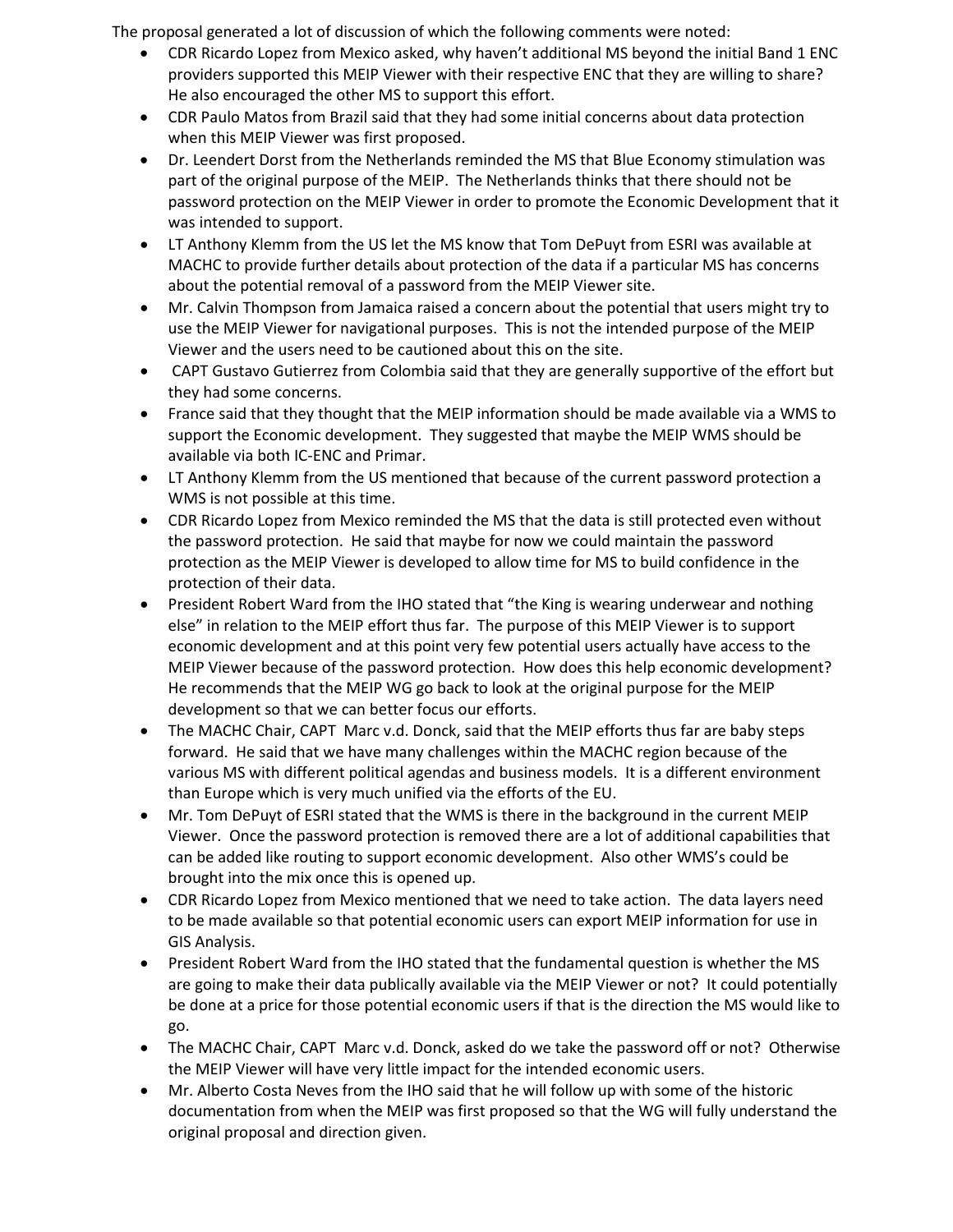The proposal generated a lot of discussion of which the following comments were noted:

- CDR Ricardo Lopez from Mexico asked, why haven't additional MS beyond the initial Band 1 ENC providers supported this MEIP Viewer with their respective ENC that they are willing to share? He also encouraged the other MS to support this effort.
- CDR Paulo Matos from Brazil said that they had some initial concerns about data protection when this MEIP Viewer was first proposed.
- Dr. Leendert Dorst from the Netherlands reminded the MS that Blue Economy stimulation was part of the original purpose of the MEIP. The Netherlands thinks that there should not be password protection on the MEIP Viewer in order to promote the Economic Development that it was intended to support.
- LT Anthony Klemm from the US let the MS know that Tom DePuyt from ESRI was available at MACHC to provide further details about protection of the data if a particular MS has concerns about the potential removal of a password from the MEIP Viewer site.
- Mr. Calvin Thompson from Jamaica raised a concern about the potential that users might try to use the MEIP Viewer for navigational purposes. This is not the intended purpose of the MEIP Viewer and the users need to be cautioned about this on the site.
- CAPT Gustavo Gutierrez from Colombia said that they are generally supportive of the effort but they had some concerns.
- France said that they thought that the MEIP information should be made available via a WMS to support the Economic development. They suggested that maybe the MEIP WMS should be available via both IC-ENC and Primar.
- LT Anthony Klemm from the US mentioned that because of the current password protection a WMS is not possible at this time.
- CDR Ricardo Lopez from Mexico reminded the MS that the data is still protected even without the password protection. He said that maybe for now we could maintain the password protection as the MEIP Viewer is developed to allow time for MS to build confidence in the protection of their data.
- President Robert Ward from the IHO stated that "the King is wearing underwear and nothing else" in relation to the MEIP effort thus far. The purpose of this MEIP Viewer is to support economic development and at this point very few potential users actually have access to the MEIP Viewer because of the password protection. How does this help economic development? He recommends that the MEIP WG go back to look at the original purpose for the MEIP development so that we can better focus our efforts.
- The MACHC Chair, CAPT Marc v.d. Donck, said that the MEIP efforts thus far are baby steps forward. He said that we have many challenges within the MACHC region because of the various MS with different political agendas and business models. It is a different environment than Europe which is very much unified via the efforts of the EU.
- Mr. Tom DePuyt of ESRI stated that the WMS is there in the background in the current MEIP Viewer. Once the password protection is removed there are a lot of additional capabilities that can be added like routing to support economic development. Also other WMS's could be brought into the mix once this is opened up.
- CDR Ricardo Lopez from Mexico mentioned that we need to take action. The data layers need to be made available so that potential economic users can export MEIP information for use in GIS Analysis.
- President Robert Ward from the IHO stated that the fundamental question is whether the MS are going to make their data publically available via the MEIP Viewer or not? It could potentially be done at a price for those potential economic users if that is the direction the MS would like to go.
- The MACHC Chair, CAPT Marc v.d. Donck, asked do we take the password off or not? Otherwise the MEIP Viewer will have very little impact for the intended economic users.
- Mr. Alberto Costa Neves from the IHO said that he will follow up with some of the historic documentation from when the MEIP was first proposed so that the WG will fully understand the original proposal and direction given.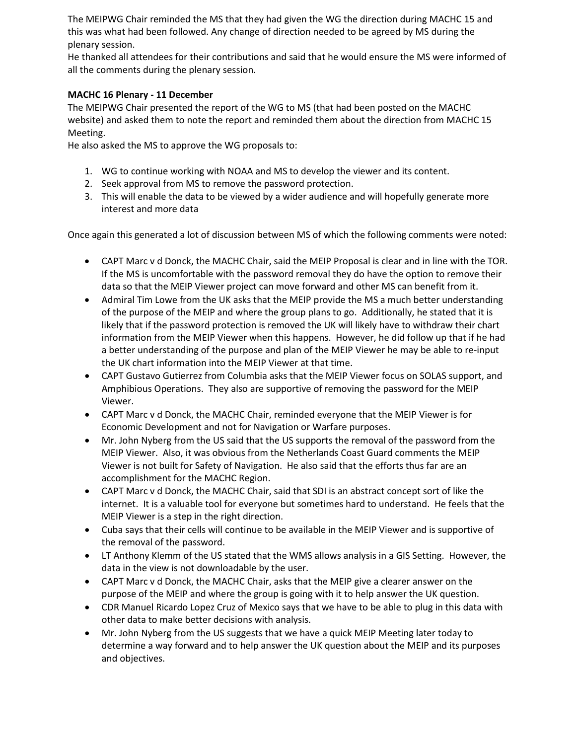The MEIPWG Chair reminded the MS that they had given the WG the direction during MACHC 15 and this was what had been followed. Any change of direction needed to be agreed by MS during the plenary session.
He thanked all attendees for their contributions and said that he would ensure the MS were informed of all the comments during the plenary session.

**MACHC 16 Plenary - 11 December**
The MEIPWG Chair presented the report of the WG to MS (that had been posted on the MACHC website) and asked them to note the report and reminded them about the direction from MACHC 15 Meeting.
He also asked the MS to approve the WG proposals to:

1. WG to continue working with NOAA and MS to develop the viewer and its content.
2. Seek approval from MS to remove the password protection.
3. This will enable the data to be viewed by a wider audience and will hopefully generate more interest and more data

Once again this generated a lot of discussion between MS of which the following comments were noted:

- CAPT Marc v d Donck, the MACHC Chair, said the MEIP Proposal is clear and in line with the TOR. If the MS is uncomfortable with the password removal they do have the option to remove their data so that the MEIP Viewer project can move forward and other MS can benefit from it.
- Admiral Tim Lowe from the UK asks that the MEIP provide the MS a much better understanding of the purpose of the MEIP and where the group plans to go. Additionally, he stated that it is likely that if the password protection is removed the UK will likely have to withdraw their chart information from the MEIP Viewer when this happens. However, he did follow up that if he had a better understanding of the purpose and plan of the MEIP Viewer he may be able to re-input the UK chart information into the MEIP Viewer at that time.
- CAPT Gustavo Gutierrez from Columbia asks that the MEIP Viewer focus on SOLAS support, and Amphibious Operations. They also are supportive of removing the password for the MEIP Viewer.
- CAPT Marc v d Donck, the MACHC Chair, reminded everyone that the MEIP Viewer is for Economic Development and not for Navigation or Warfare purposes.
- Mr. John Nyberg from the US said that the US supports the removal of the password from the MEIP Viewer. Also, it was obvious from the Netherlands Coast Guard comments the MEIP Viewer is not built for Safety of Navigation. He also said that the efforts thus far are an accomplishment for the MACHC Region.
- CAPT Marc v d Donck, the MACHC Chair, said that SDI is an abstract concept sort of like the internet. It is a valuable tool for everyone but sometimes hard to understand. He feels that the MEIP Viewer is a step in the right direction.
- Cuba says that their cells will continue to be available in the MEIP Viewer and is supportive of the removal of the password.
- LT Anthony Klemm of the US stated that the WMS allows analysis in a GIS Setting. However, the data in the view is not downloadable by the user.
- CAPT Marc v d Donck, the MACHC Chair, asks that the MEIP give a clearer answer on the purpose of the MEIP and where the group is going with it to help answer the UK question.
- CDR Manuel Ricardo Lopez Cruz of Mexico says that we have to be able to plug in this data with other data to make better decisions with analysis.
- Mr. John Nyberg from the US suggests that we have a quick MEIP Meeting later today to determine a way forward and to help answer the UK question about the MEIP and its purposes and objectives.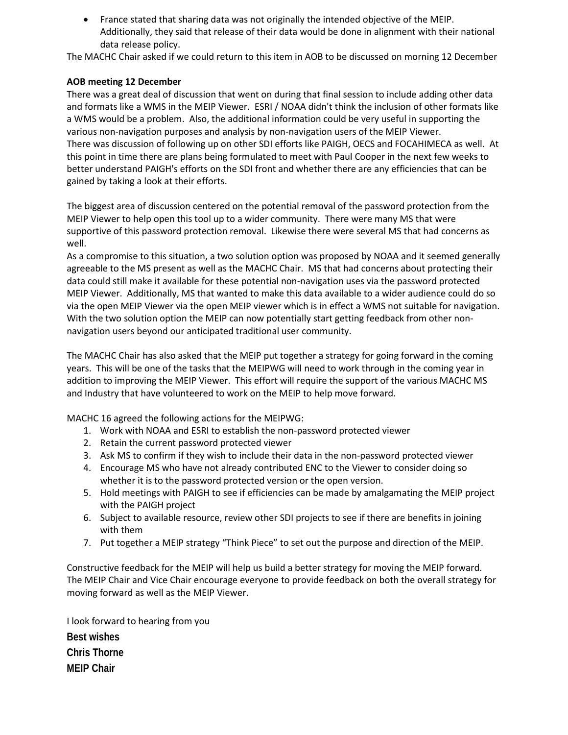- France stated that sharing data was not originally the intended objective of the MEIP. Additionally, they said that release of their data would be done in alignment with their national data release policy.

The MACHC Chair asked if we could return to this item in AOB to be discussed on morning 12 December

**AOB meeting 12 December**

There was a great deal of discussion that went on during that final session to include adding other data and formats like a WMS in the MEIP Viewer. ESRI / NOAA didn't think the inclusion of other formats like a WMS would be a problem. Also, the additional information could be very useful in supporting the various non-navigation purposes and analysis by non-navigation users of the MEIP Viewer.

There was discussion of following up on other SDI efforts like PAIGH, OECS and FOCAHIMECA as well. At this point in time there are plans being formulated to meet with Paul Cooper in the next few weeks to better understand PAIGH's efforts on the SDI front and whether there are any efficiencies that can be gained by taking a look at their efforts.

The biggest area of discussion centered on the potential removal of the password protection from the MEIP Viewer to help open this tool up to a wider community. There were many MS that were supportive of this password protection removal. Likewise there were several MS that had concerns as well.

As a compromise to this situation, a two solution option was proposed by NOAA and it seemed generally agreeable to the MS present as well as the MACHC Chair. MS that had concerns about protecting their data could still make it available for these potential non-navigation uses via the password protected MEIP Viewer. Additionally, MS that wanted to make this data available to a wider audience could do so via the open MEIP Viewer via the open MEIP viewer which is in effect a WMS not suitable for navigation. With the two solution option the MEIP can now potentially start getting feedback from other non-navigation users beyond our anticipated traditional user community.

The MACHC Chair has also asked that the MEIP put together a strategy for going forward in the coming years. This will be one of the tasks that the MEIPWG will need to work through in the coming year in addition to improving the MEIP Viewer. This effort will require the support of the various MACHC MS and Industry that have volunteered to work on the MEIP to help move forward.

MACHC 16 agreed the following actions for the MEIPWG:

1. Work with NOAA and ESRI to establish the non-password protected viewer
2. Retain the current password protected viewer
3. Ask MS to confirm if they wish to include their data in the non-password protected viewer
4. Encourage MS who have not already contributed ENC to the Viewer to consider doing so whether it is to the password protected version or the open version.
5. Hold meetings with PAIGH to see if efficiencies can be made by amalgamating the MEIP project with the PAIGH project
6. Subject to available resource, review other SDI projects to see if there are benefits in joining with them
7. Put together a MEIP strategy “Think Piece” to set out the purpose and direction of the MEIP.

Constructive feedback for the MEIP will help us build a better strategy for moving the MEIP forward. The MEIP Chair and Vice Chair encourage everyone to provide feedback on both the overall strategy for moving forward as well as the MEIP Viewer.

I look forward to hearing from you

**Best wishes**  
**Chris Thorne**  
**MEIP Chair**